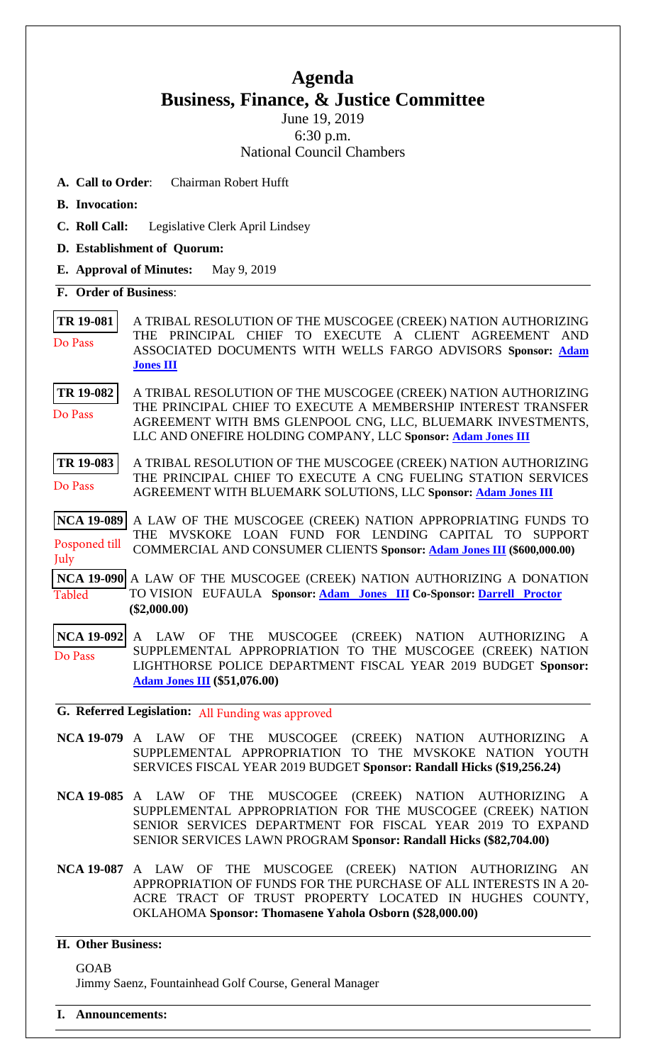# Agenda

## Business, Finance, & Justice Committee

June 19, 2019
6:30 p.m.
National Council Chambers

**A. Call to Order**: Chairman Robert Hufft

**B. Invocation:**

**C. Roll Call:** Legislative Clerk April Lindsey

**D. Establishment of Quorum:**

**E. Approval of Minutes:** May 9, 2019

**F. Order of Business**:

**TR 19-081** A TRIBAL RESOLUTION OF THE MUSCOGEE (CREEK) NATION AUTHORIZING THE PRINCIPAL CHIEF TO EXECUTE A CLIENT AGREEMENT AND ASSOCIATED DOCUMENTS WITH WELLS FARGO ADVISORS **Sponsor: Adam Jones III**
Do Pass

**TR 19-082** A TRIBAL RESOLUTION OF THE MUSCOGEE (CREEK) NATION AUTHORIZING THE PRINCIPAL CHIEF TO EXECUTE A MEMBERSHIP INTEREST TRANSFER AGREEMENT WITH BMS GLENPOOL CNG, LLC, BLUEMARK INVESTMENTS, LLC AND ONEFIRE HOLDING COMPANY, LLC **Sponsor: Adam Jones III**
Do Pass

**TR 19-083** A TRIBAL RESOLUTION OF THE MUSCOGEE (CREEK) NATION AUTHORIZING THE PRINCIPAL CHIEF TO EXECUTE A CNG FUELING STATION SERVICES AGREEMENT WITH BLUEMARK SOLUTIONS, LLC **Sponsor: Adam Jones III**
Do Pass

**NCA 19-089** A LAW OF THE MUSCOGEE (CREEK) NATION APPROPRIATING FUNDS TO THE MVSKOKE LOAN FUND FOR LENDING CAPITAL TO SUPPORT COMMERCIAL AND CONSUMER CLIENTS **Sponsor: Adam Jones III ($600,000.00)**
Posponed till July

**NCA 19-090** A LAW OF THE MUSCOGEE (CREEK) NATION AUTHORIZING A DONATION TO VISION EUFAULA **Sponsor: Adam Jones III Co-Sponsor: Darrell Proctor ($2,000.00)**
Tabled

**NCA 19-092** A LAW OF THE MUSCOGEE (CREEK) NATION AUTHORIZING A SUPPLEMENTAL APPROPRIATION TO THE MUSCOGEE (CREEK) NATION LIGHTHORSE POLICE DEPARTMENT FISCAL YEAR 2019 BUDGET **Sponsor: Adam Jones III ($51,076.00)**
Do Pass

**G. Referred Legislation:** All Funding was approved

**NCA 19-079** A LAW OF THE MUSCOGEE (CREEK) NATION AUTHORIZING A SUPPLEMENTAL APPROPRIATION TO THE MVSKOKE NATION YOUTH SERVICES FISCAL YEAR 2019 BUDGET **Sponsor: Randall Hicks ($19,256.24)**

**NCA 19-085** A LAW OF THE MUSCOGEE (CREEK) NATION AUTHORIZING A SUPPLEMENTAL APPROPRIATION FOR THE MUSCOGEE (CREEK) NATION SENIOR SERVICES DEPARTMENT FOR FISCAL YEAR 2019 TO EXPAND SENIOR SERVICES LAWN PROGRAM **Sponsor: Randall Hicks ($82,704.00)**

**NCA 19-087** A LAW OF THE MUSCOGEE (CREEK) NATION AUTHORIZING AN APPROPRIATION OF FUNDS FOR THE PURCHASE OF ALL INTERESTS IN A 20-ACRE TRACT OF TRUST PROPERTY LOCATED IN HUGHES COUNTY, OKLAHOMA **Sponsor: Thomasene Yahola Osborn ($28,000.00)**

**H. Other Business:**

GOAB
Jimmy Saenz, Fountainhead Golf Course, General Manager

**I. Announcements:**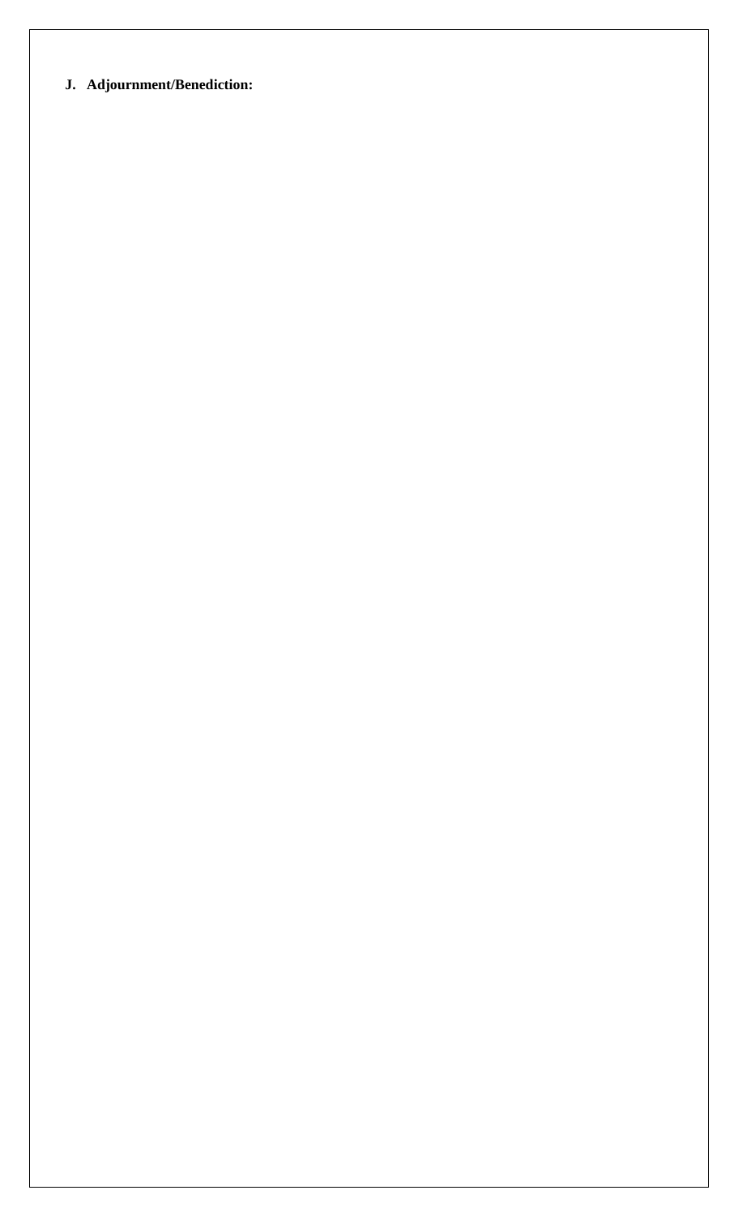J. **Adjournment/Benediction:**